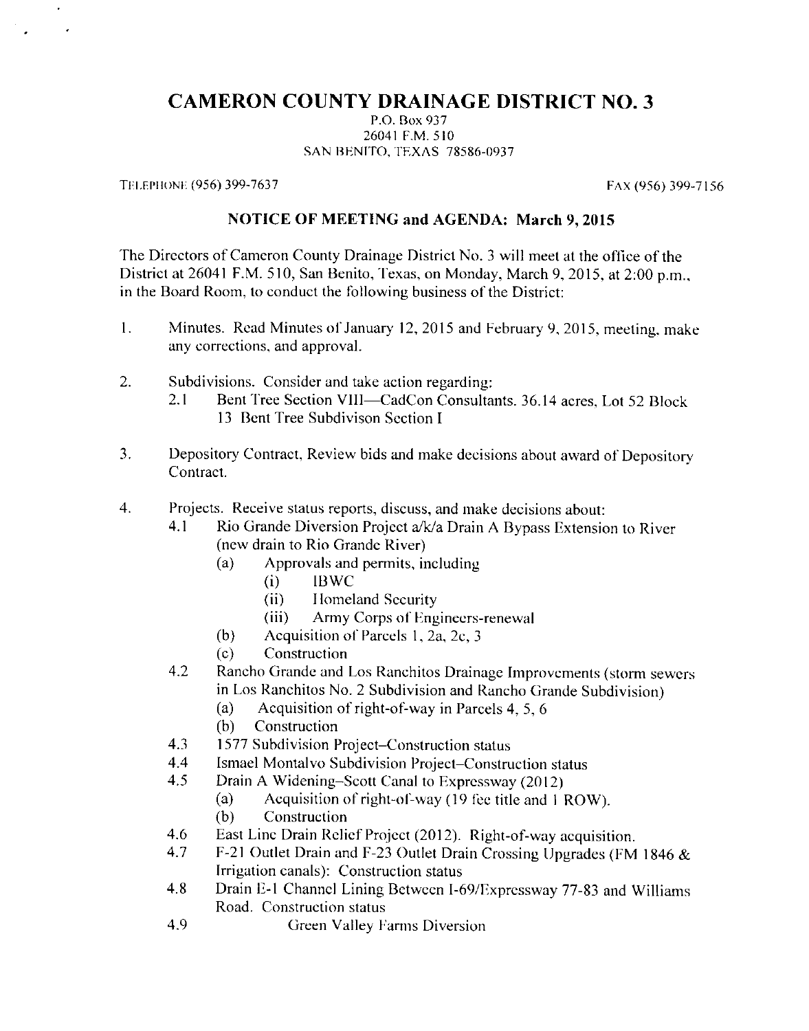# CAMERON COUNTY DRAINAGE DISTRICT NO. 3

P.O. Box 937
26041 F.M. 510
SAN BENITO, TEXAS 78586-0937

TELEPHONE (956) 399-7637 FAX (956) 399-7156

## NOTICE OF MEETING and AGENDA: March 9, 2015

The Directors of Cameron County Drainage District No. 3 will meet at the office of the District at 26041 F.M. 510, San Benito, Texas, on Monday, March 9, 2015, at 2:00 p.m., in the Board Room, to conduct the following business of the District:

1. Minutes. Read Minutes of January 12, 2015 and February 9, 2015, meeting, make any corrections, and approval.

2. Subdivisions. Consider and take action regarding:
   - 2.1 Bent Tree Section VIII—CadCon Consultants. 36.14 acres, Lot 52 Block 13 Bent Tree Subdivison Section I

3. Depository Contract, Review bids and make decisions about award of Depository Contract.

4. Projects. Receive status reports, discuss, and make decisions about:
   - 4.1 Rio Grande Diversion Project a/k/a Drain A Bypass Extension to River (new drain to Rio Grande River)
     - (a) Approvals and permits, including
       - (i) IBWC
       - (ii) Homeland Security
       - (iii) Army Corps of Engineers-renewal
     - (b) Acquisition of Parcels 1, 2a, 2c, 3
     - (c) Construction
   - 4.2 Rancho Grande and Los Ranchitos Drainage Improvements (storm sewers in Los Ranchitos No. 2 Subdivision and Rancho Grande Subdivision)
     - (a) Acquisition of right-of-way in Parcels 4, 5, 6
     - (b) Construction
   - 4.3 1577 Subdivision Project–Construction status
   - 4.4 Ismael Montalvo Subdivision Project–Construction status
   - 4.5 Drain A Widening–Scott Canal to Expressway (2012)
     - (a) Acquisition of right-of-way (19 fee title and 1 ROW).
     - (b) Construction
   - 4.6 East Line Drain Relief Project (2012). Right-of-way acquisition.
   - 4.7 F-21 Outlet Drain and F-23 Outlet Drain Crossing Upgrades (FM 1846 & Irrigation canals): Construction status
   - 4.8 Drain E-1 Channel Lining Between I-69/Expressway 77-83 and Williams Road. Construction status
   - 4.9 Green Valley Farms Diversion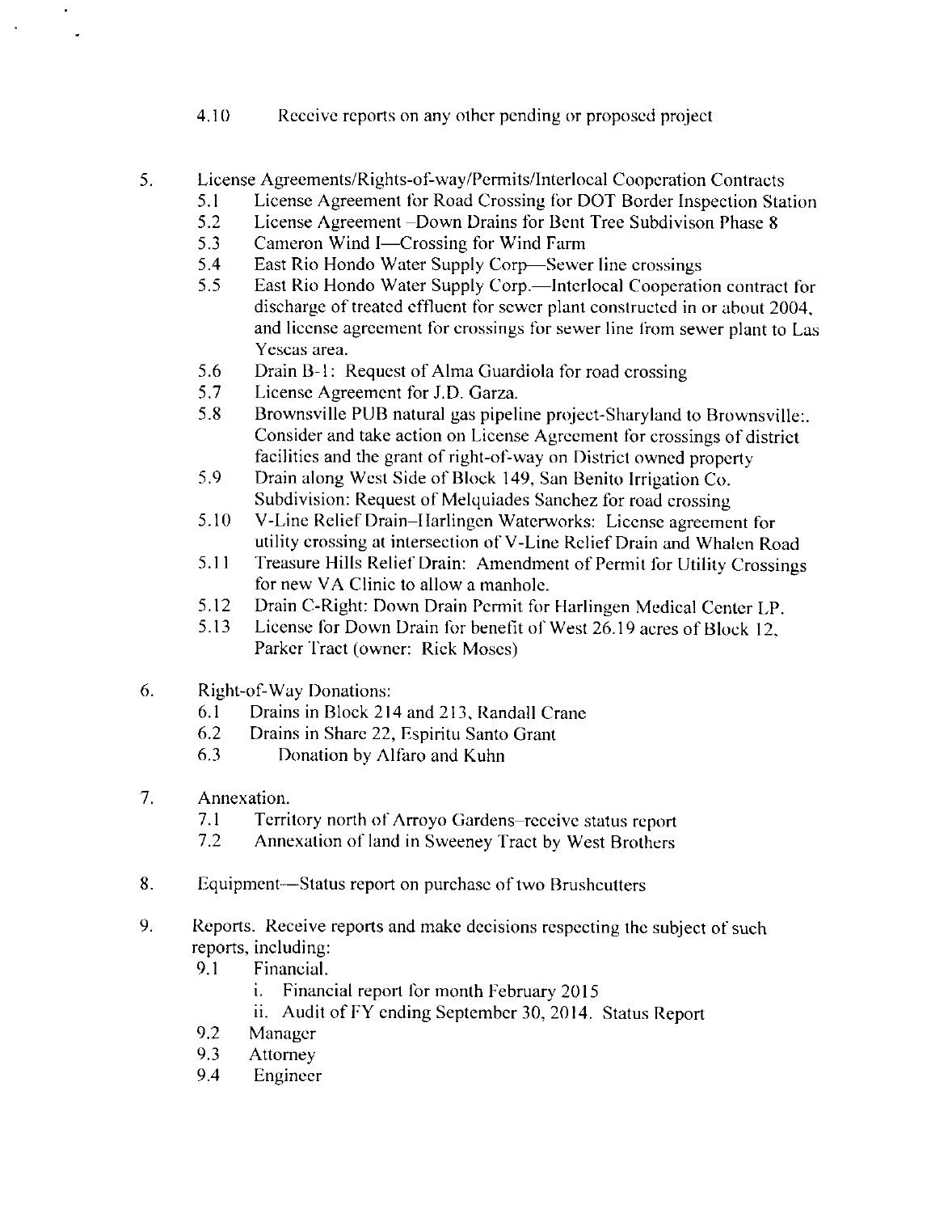4.10 Receive reports on any other pending or proposed project

5. License Agreements/Rights-of-way/Permits/Interlocal Cooperation Contracts
   - 5.1 License Agreement for Road Crossing for DOT Border Inspection Station
   - 5.2 License Agreement –Down Drains for Bent Tree Subdivison Phase 8
   - 5.3 Cameron Wind I—Crossing for Wind Farm
   - 5.4 East Rio Hondo Water Supply Corp—Sewer line crossings
   - 5.5 East Rio Hondo Water Supply Corp.—Interlocal Cooperation contract for discharge of treated effluent for sewer plant constructed in or about 2004, and license agreement for crossings for sewer line from sewer plant to Las Yescas area.
   - 5.6 Drain B-1: Request of Alma Guardiola for road crossing
   - 5.7 License Agreement for J.D. Garza.
   - 5.8 Brownsville PUB natural gas pipeline project-Sharyland to Brownsville:. Consider and take action on License Agreement for crossings of district facilities and the grant of right-of-way on District owned property
   - 5.9 Drain along West Side of Block 149, San Benito Irrigation Co. Subdivision: Request of Melquiades Sanchez for road crossing
   - 5.10 V-Line Relief Drain–Harlingen Waterworks: License agreement for utility crossing at intersection of V-Line Relief Drain and Whalen Road
   - 5.11 Treasure Hills Relief Drain: Amendment of Permit for Utility Crossings for new VA Clinic to allow a manhole.
   - 5.12 Drain C-Right: Down Drain Permit for Harlingen Medical Center LP.
   - 5.13 License for Down Drain for benefit of West 26.19 acres of Block 12, Parker Tract (owner: Rick Moses)

6. Right-of-Way Donations:
   - 6.1 Drains in Block 214 and 213, Randall Crane
   - 6.2 Drains in Share 22, Espiritu Santo Grant
   - 6.3 Donation by Alfaro and Kuhn

7. Annexation.
   - 7.1 Territory north of Arroyo Gardens–receive status report
   - 7.2 Annexation of land in Sweeney Tract by West Brothers

8. Equipment—Status report on purchase of two Brushcutters

9. Reports. Receive reports and make decisions respecting the subject of such reports, including:
   - 9.1 Financial.
     - i. Financial report for month February 2015
     - ii. Audit of FY ending September 30, 2014. Status Report
   - 9.2 Manager
   - 9.3 Attorney
   - 9.4 Engineer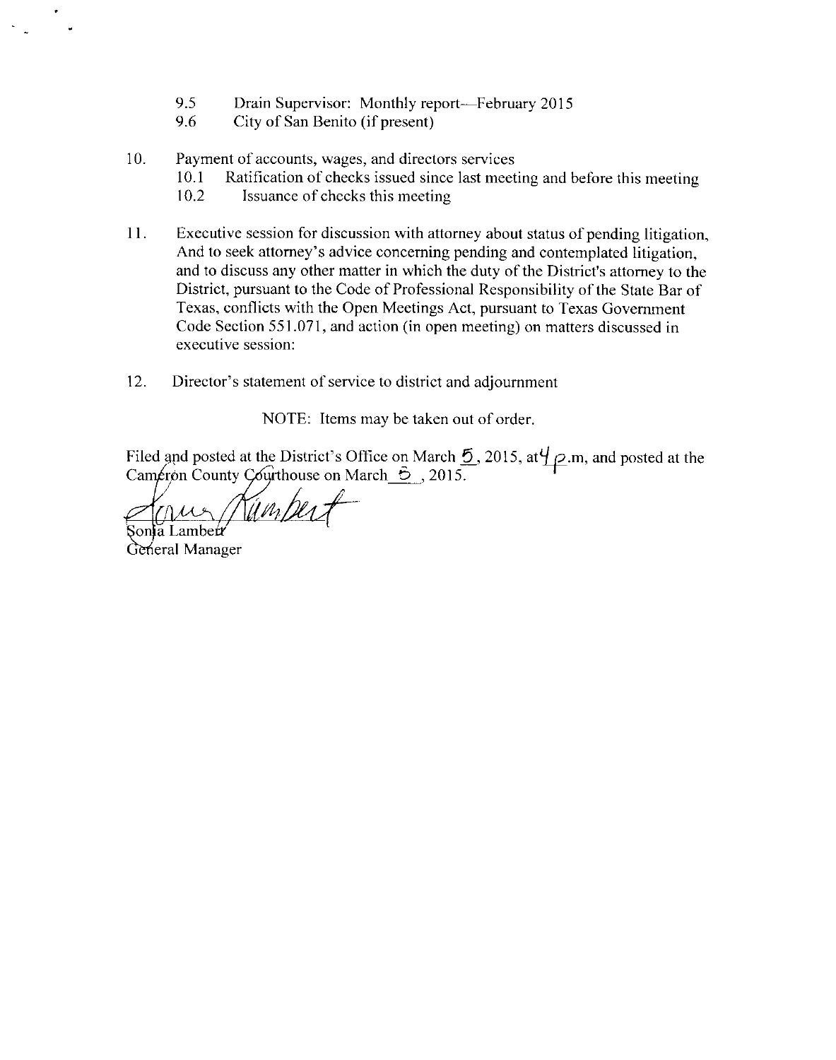9.5 Drain Supervisor: Monthly report—February 2015
9.6 City of San Benito (if present)

10. Payment of accounts, wages, and directors services
    10.1 Ratification of checks issued since last meeting and before this meeting
    10.2 Issuance of checks this meeting

11. Executive session for discussion with attorney about status of pending litigation, And to seek attorney's advice concerning pending and contemplated litigation, and to discuss any other matter in which the duty of the District's attorney to the District, pursuant to the Code of Professional Responsibility of the State Bar of Texas, conflicts with the Open Meetings Act, pursuant to Texas Government Code Section 551.071, and action (in open meeting) on matters discussed in executive session:

12. Director's statement of service to district and adjournment

NOTE: Items may be taken out of order.

Filed and posted at the District's Office on March 5, 2015, at 4 p.m, and posted at the Cameron County Courthouse on March 5, 2015.

Sonia Lambert
General Manager